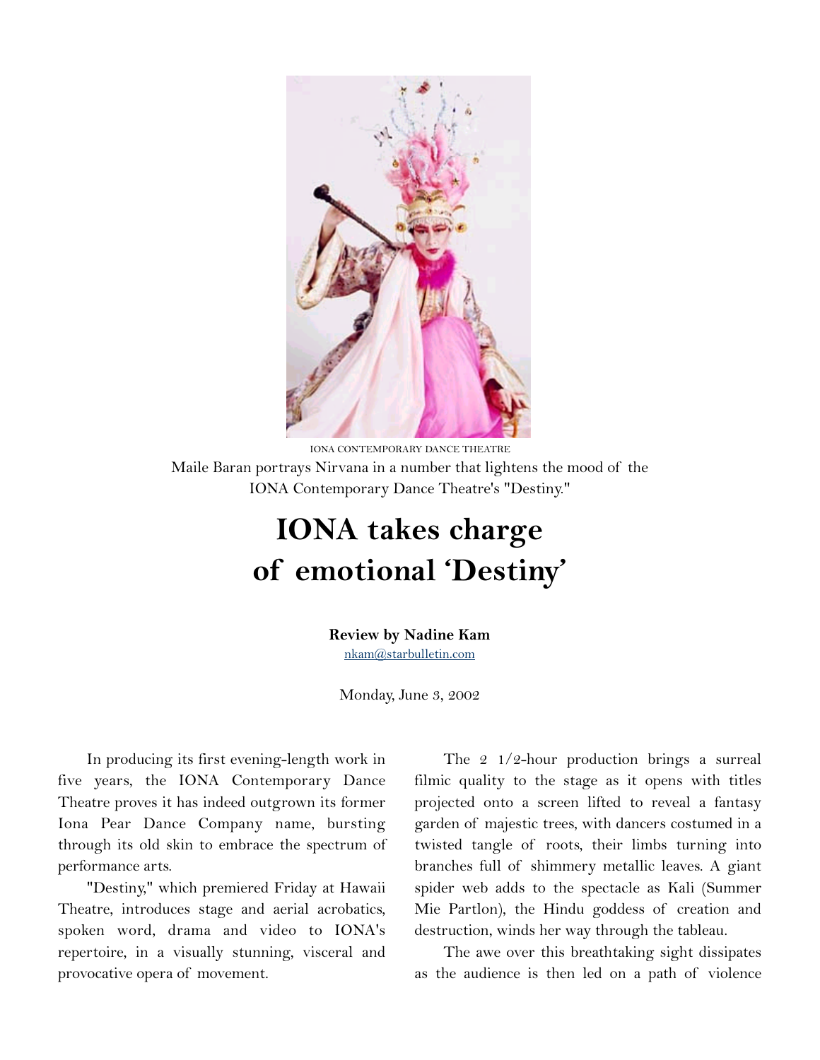IONA CONTEMPORARY DANCE THEATRE

Maile Baran portrays Nirvana in a number that lightens the mood of the IONA Contemporary Dance Theatre's "Destiny."

# IONA takes charge of emotional 'Destiny'

**Review by Nadine Kam**
nkam@starbulletin.com

Monday, June 3, 2002

In producing its first evening-length work in five years, the IONA Contemporary Dance Theatre proves it has indeed outgrown its former Iona Pear Dance Company name, bursting through its old skin to embrace the spectrum of performance arts.

"Destiny," which premiered Friday at Hawaii Theatre, introduces stage and aerial acrobatics, spoken word, drama and video to IONA's repertoire, in a visually stunning, visceral and provocative opera of movement.

The 2 1/2-hour production brings a surreal filmic quality to the stage as it opens with titles projected onto a screen lifted to reveal a fantasy garden of majestic trees, with dancers costumed in a twisted tangle of roots, their limbs turning into branches full of shimmery metallic leaves. A giant spider web adds to the spectacle as Kali (Summer Mie Partlon), the Hindu goddess of creation and destruction, winds her way through the tableau.

The awe over this breathtaking sight dissipates as the audience is then led on a path of violence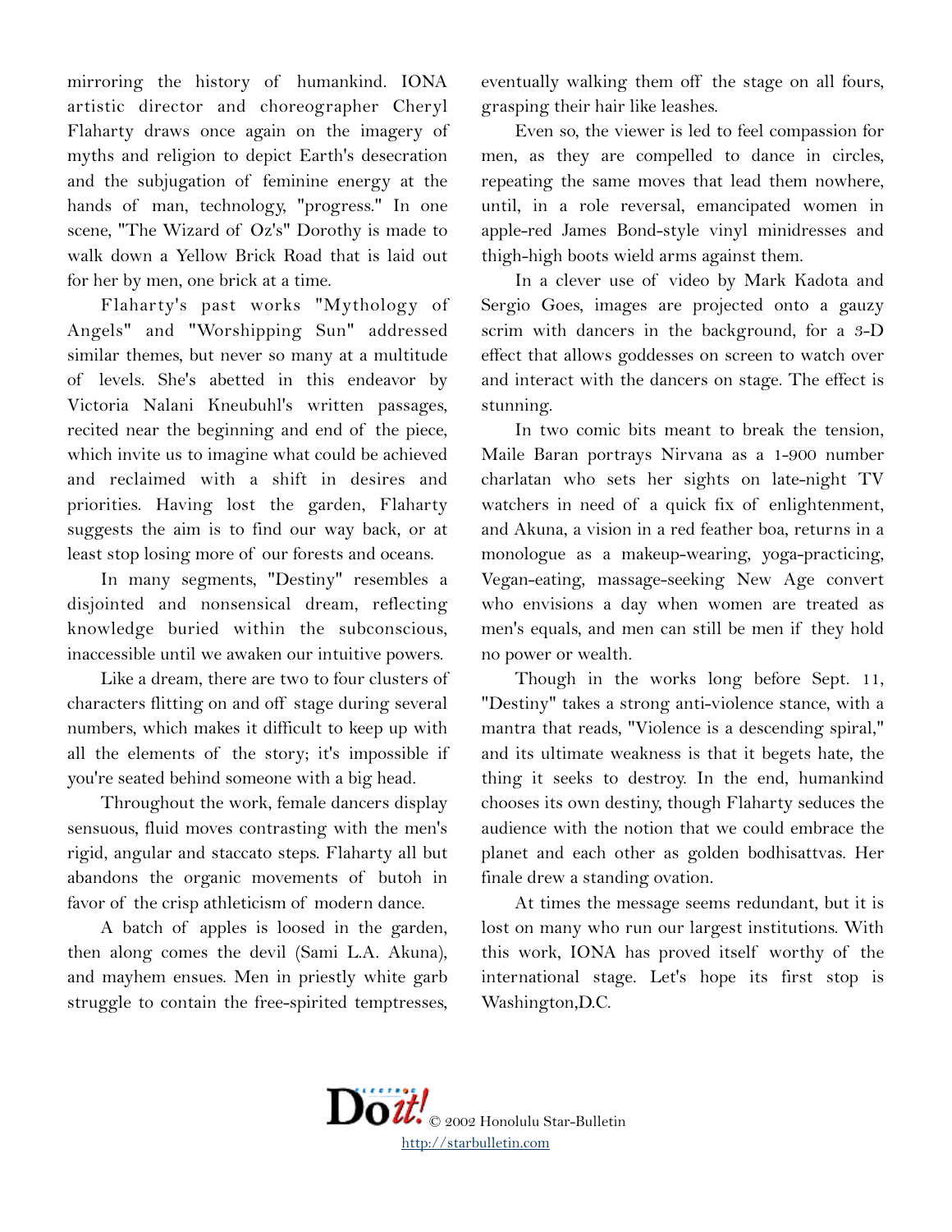mirroring the history of humankind. IONA artistic director and choreographer Cheryl Flaharty draws once again on the imagery of myths and religion to depict Earth's desecration and the subjugation of feminine energy at the hands of man, technology, "progress." In one scene, "The Wizard of Oz's" Dorothy is made to walk down a Yellow Brick Road that is laid out for her by men, one brick at a time.

Flaharty's past works "Mythology of Angels" and "Worshipping Sun" addressed similar themes, but never so many at a multitude of levels. She's abetted in this endeavor by Victoria Nalani Kneubuhl's written passages, recited near the beginning and end of the piece, which invite us to imagine what could be achieved and reclaimed with a shift in desires and priorities. Having lost the garden, Flaharty suggests the aim is to find our way back, or at least stop losing more of our forests and oceans.

In many segments, "Destiny" resembles a disjointed and nonsensical dream, reflecting knowledge buried within the subconscious, inaccessible until we awaken our intuitive powers.

Like a dream, there are two to four clusters of characters flitting on and off stage during several numbers, which makes it difficult to keep up with all the elements of the story; it's impossible if you're seated behind someone with a big head.

Throughout the work, female dancers display sensuous, fluid moves contrasting with the men's rigid, angular and staccato steps. Flaharty all but abandons the organic movements of butoh in favor of the crisp athleticism of modern dance.

A batch of apples is loosed in the garden, then along comes the devil (Sami L.A. Akuna), and mayhem ensues. Men in priestly white garb struggle to contain the free-spirited temptresses, eventually walking them off the stage on all fours, grasping their hair like leashes.

Even so, the viewer is led to feel compassion for men, as they are compelled to dance in circles, repeating the same moves that lead them nowhere, until, in a role reversal, emancipated women in apple-red James Bond-style vinyl minidresses and thigh-high boots wield arms against them.

In a clever use of video by Mark Kadota and Sergio Goes, images are projected onto a gauzy scrim with dancers in the background, for a 3-D effect that allows goddesses on screen to watch over and interact with the dancers on stage. The effect is stunning.

In two comic bits meant to break the tension, Maile Baran portrays Nirvana as a 1-900 number charlatan who sets her sights on late-night TV watchers in need of a quick fix of enlightenment, and Akuna, a vision in a red feather boa, returns in a monologue as a makeup-wearing, yoga-practicing, Vegan-eating, massage-seeking New Age convert who envisions a day when women are treated as men's equals, and men can still be men if they hold no power or wealth.

Though in the works long before Sept. 11, "Destiny" takes a strong anti-violence stance, with a mantra that reads, "Violence is a descending spiral," and its ultimate weakness is that it begets hate, the thing it seeks to destroy. In the end, humankind chooses its own destiny, though Flaharty seduces the audience with the notion that we could embrace the planet and each other as golden bodhisattvas. Her finale drew a standing ovation.

At times the message seems redundant, but it is lost on many who run our largest institutions. With this work, IONA has proved itself worthy of the international stage. Let's hope its first stop is Washington,D.C.

Do it! © 2002 Honolulu Star-Bulletin
http://starbulletin.com